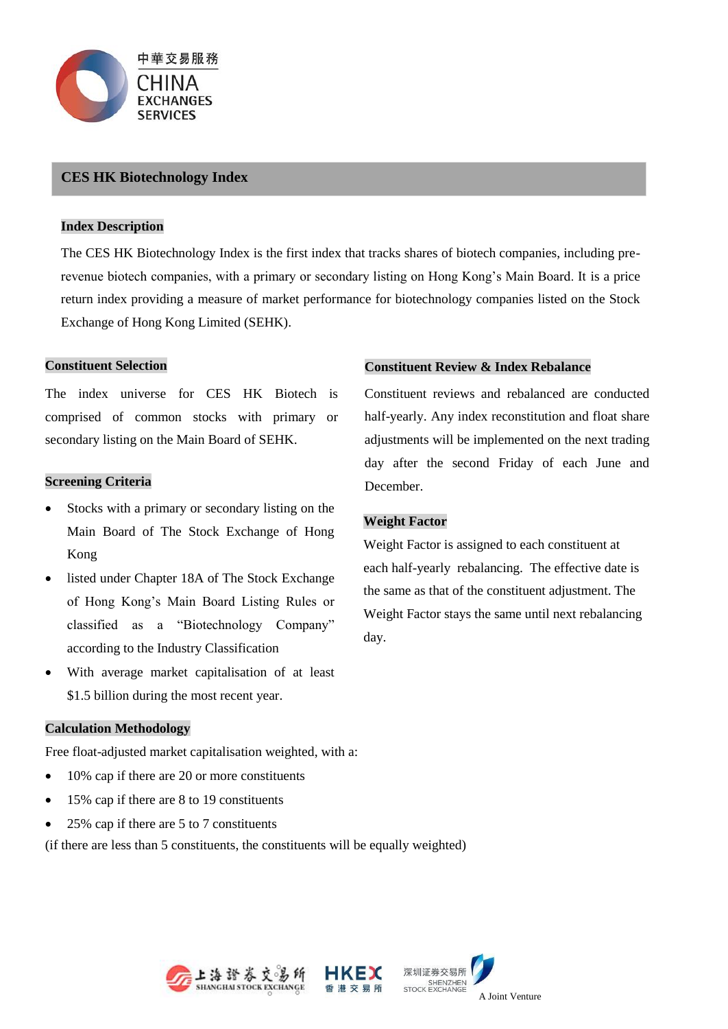# CES HK Biotechnology Index

## Index Description

The CES HK Biotechnology Index is the first index that tracks shares of biotech companies, including pre-revenue biotech companies, with a primary or secondary listing on Hong Kong's Main Board. It is a price return index providing a measure of market performance for biotechnology companies listed on the Stock Exchange of Hong Kong Limited (SEHK).

## Constituent Selection

The index universe for CES HK Biotech is comprised of common stocks with primary or secondary listing on the Main Board of SEHK.

## Screening Criteria

- Stocks with a primary or secondary listing on the Main Board of The Stock Exchange of Hong Kong
- listed under Chapter 18A of The Stock Exchange of Hong Kong's Main Board Listing Rules or classified as a "Biotechnology Company" according to the Industry Classification
- With average market capitalisation of at least $1.5 billion during the most recent year.

## Constituent Review & Index Rebalance

Constituent reviews and rebalanced are conducted half-yearly. Any index reconstitution and float share adjustments will be implemented on the next trading day after the second Friday of each June and December.

## Weight Factor

Weight Factor is assigned to each constituent at each half-yearly rebalancing. The effective date is the same as that of the constituent adjustment. The Weight Factor stays the same until next rebalancing day.

## Calculation Methodology

Free float-adjusted market capitalisation weighted, with a:

- 10% cap if there are 20 or more constituents
- 15% cap if there are 8 to 19 constituents
- 25% cap if there are 5 to 7 constituents

(if there are less than 5 constituents, the constituents will be equally weighted)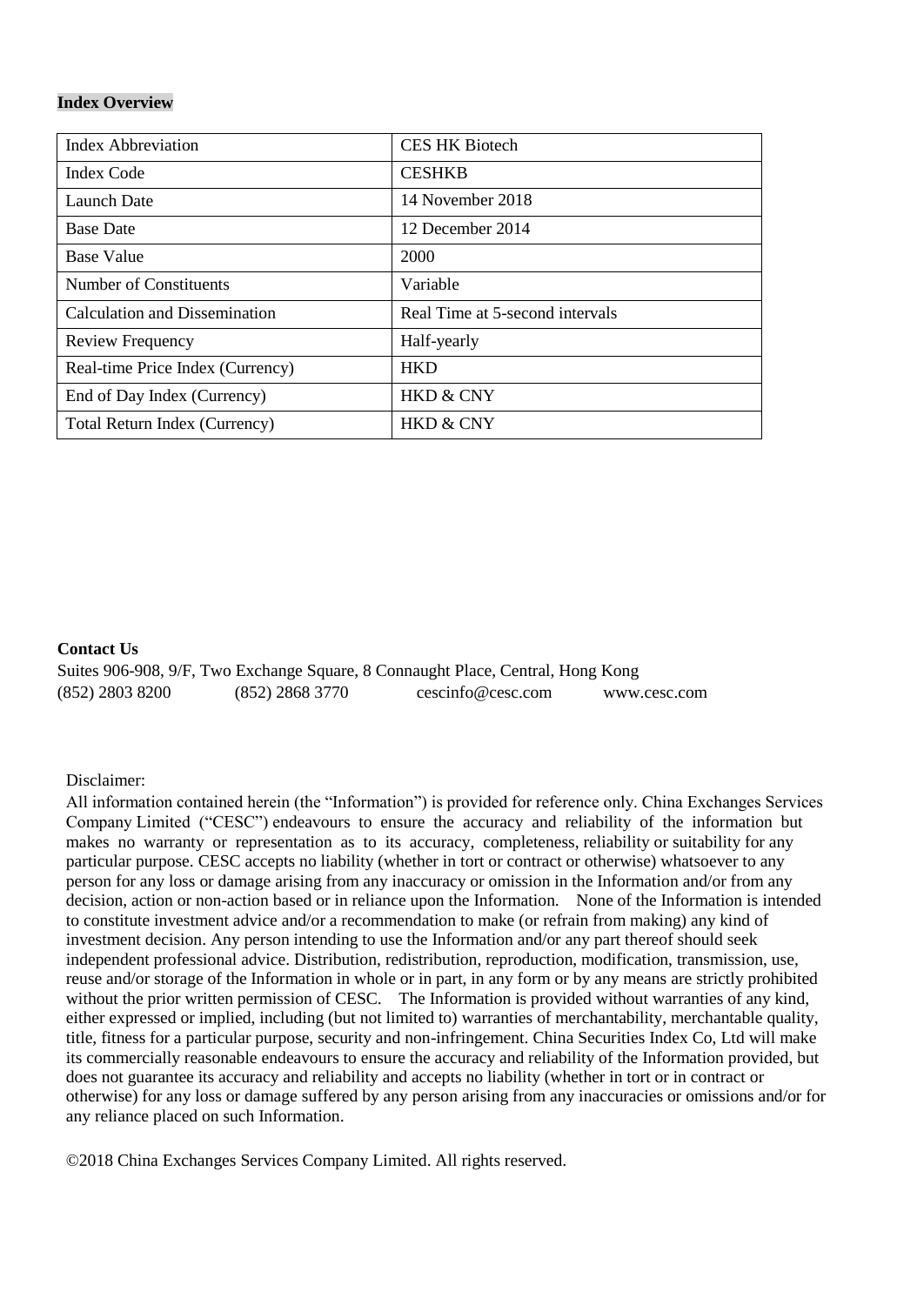**Index Overview**

| | |
|---|---|
| Index Abbreviation | CES HK Biotech |
| Index Code | CESHKB |
| Launch Date | 14 November 2018 |
| Base Date | 12 December 2014 |
| Base Value | 2000 |
| Number of Constituents | Variable |
| Calculation and Dissemination | Real Time at 5-second intervals |
| Review Frequency | Half-yearly |
| Real-time Price Index (Currency) | HKD |
| End of Day Index (Currency) | HKD & CNY |
| Total Return Index (Currency) | HKD & CNY |

**Contact Us**

Suites 906-908, 9/F, Two Exchange Square, 8 Connaught Place, Central, Hong Kong

(852) 2803 8200 (852) 2868 3770 cescinfo@cesc.com www.cesc.com

Disclaimer:

All information contained herein (the "Information") is provided for reference only. China Exchanges Services Company Limited ("CESC") endeavours to ensure the accuracy and reliability of the information but makes no warranty or representation as to its accuracy, completeness, reliability or suitability for any particular purpose. CESC accepts no liability (whether in tort or contract or otherwise) whatsoever to any person for any loss or damage arising from any inaccuracy or omission in the Information and/or from any decision, action or non-action based or in reliance upon the Information. None of the Information is intended to constitute investment advice and/or a recommendation to make (or refrain from making) any kind of investment decision. Any person intending to use the Information and/or any part thereof should seek independent professional advice. Distribution, redistribution, reproduction, modification, transmission, use, reuse and/or storage of the Information in whole or in part, in any form or by any means are strictly prohibited without the prior written permission of CESC. The Information is provided without warranties of any kind, either expressed or implied, including (but not limited to) warranties of merchantability, merchantable quality, title, fitness for a particular purpose, security and non-infringement. China Securities Index Co, Ltd will make its commercially reasonable endeavours to ensure the accuracy and reliability of the Information provided, but does not guarantee its accuracy and reliability and accepts no liability (whether in tort or in contract or otherwise) for any loss or damage suffered by any person arising from any inaccuracies or omissions and/or for any reliance placed on such Information.

©2018 China Exchanges Services Company Limited. All rights reserved.